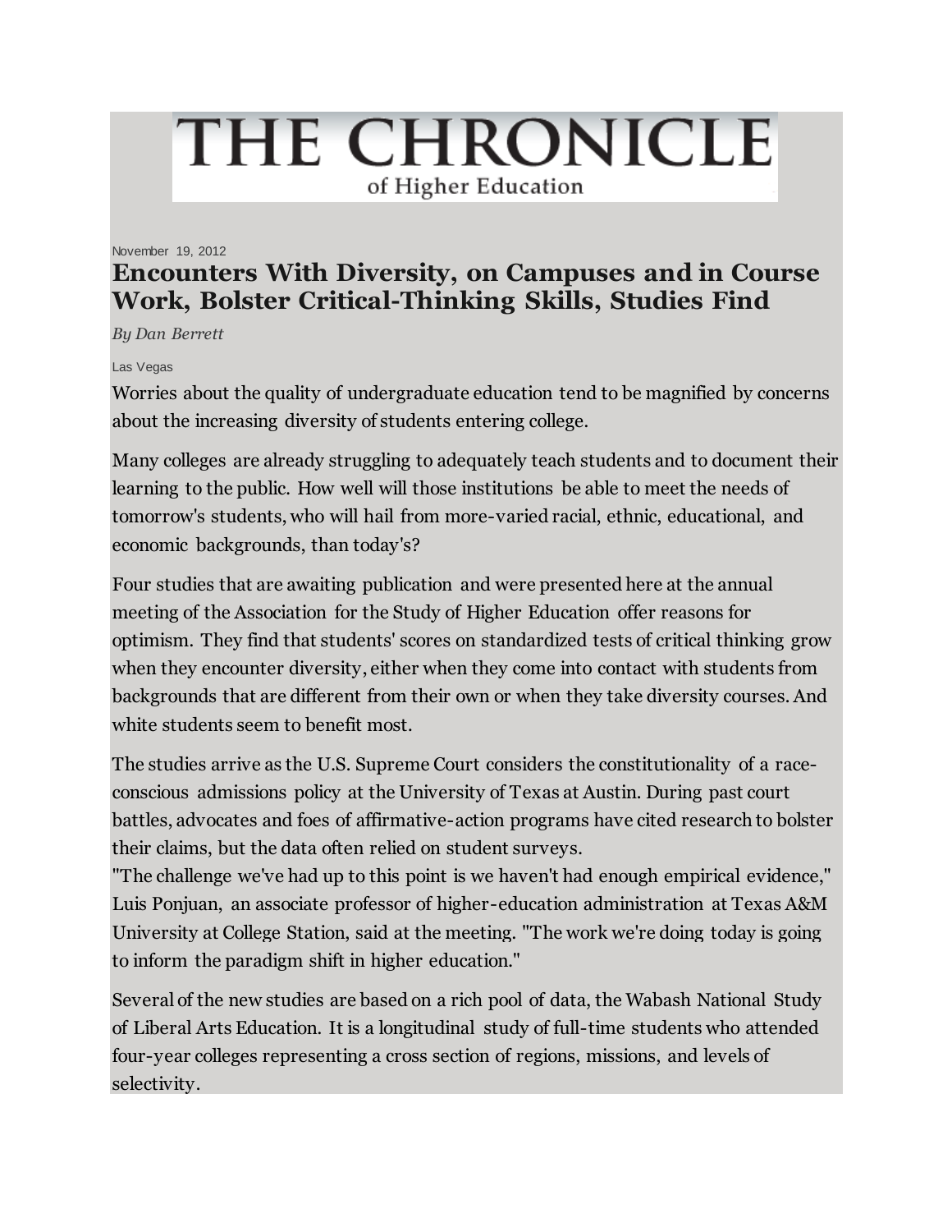# THE CHRONICLE
of Higher Education

November 19, 2012

## Encounters With Diversity, on Campuses and in Course Work, Bolster Critical-Thinking Skills, Studies Find

*By Dan Berrett*

Las Vegas

Worries about the quality of undergraduate education tend to be magnified by concerns about the increasing diversity of students entering college.

Many colleges are already struggling to adequately teach students and to document their learning to the public. How well will those institutions be able to meet the needs of tomorrow's students, who will hail from more-varied racial, ethnic, educational, and economic backgrounds, than today's?

Four studies that are awaiting publication and were presented here at the annual meeting of the Association for the Study of Higher Education offer reasons for optimism. They find that students' scores on standardized tests of critical thinking grow when they encounter diversity, either when they come into contact with students from backgrounds that are different from their own or when they take diversity courses. And white students seem to benefit most.

The studies arrive as the U.S. Supreme Court considers the constitutionality of a race-conscious admissions policy at the University of Texas at Austin. During past court battles, advocates and foes of affirmative-action programs have cited research to bolster their claims, but the data often relied on student surveys.

"The challenge we've had up to this point is we haven't had enough empirical evidence," Luis Ponjuan, an associate professor of higher-education administration at Texas A&M University at College Station, said at the meeting. "The work we're doing today is going to inform the paradigm shift in higher education."

Several of the new studies are based on a rich pool of data, the Wabash National Study of Liberal Arts Education. It is a longitudinal study of full-time students who attended four-year colleges representing a cross section of regions, missions, and levels of selectivity.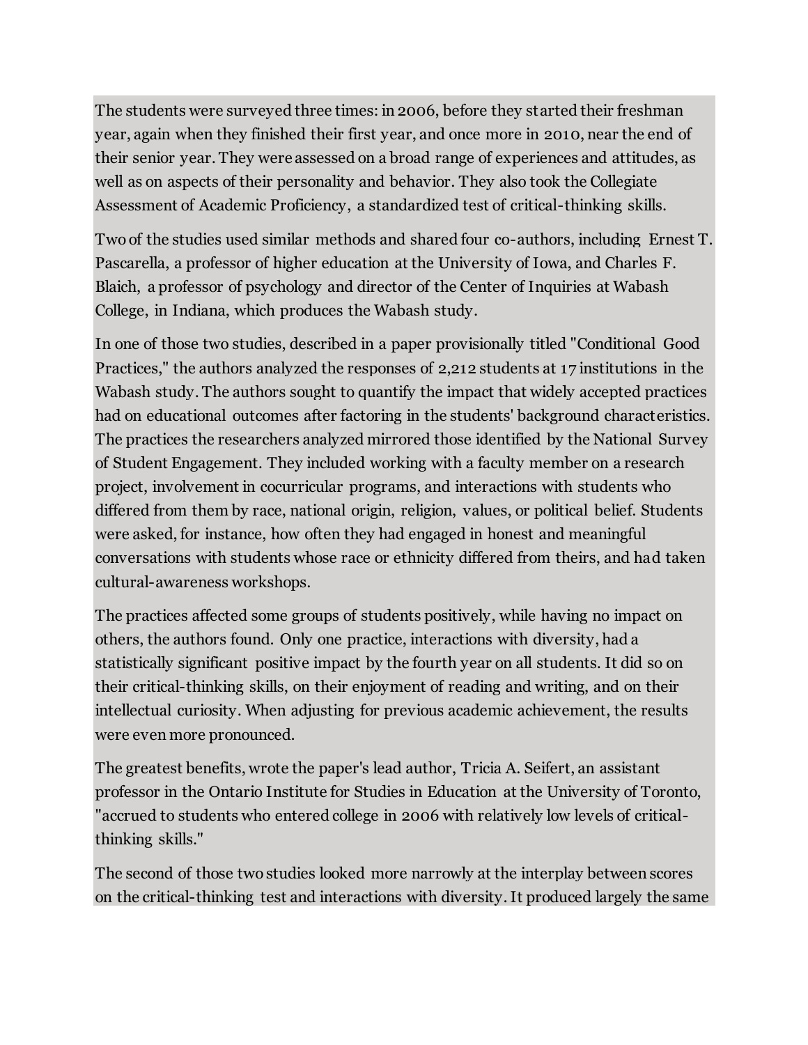The students were surveyed three times: in 2006, before they started their freshman year, again when they finished their first year, and once more in 2010, near the end of their senior year. They were assessed on a broad range of experiences and attitudes, as well as on aspects of their personality and behavior. They also took the Collegiate Assessment of Academic Proficiency, a standardized test of critical-thinking skills.

Two of the studies used similar methods and shared four co-authors, including Ernest T. Pascarella, a professor of higher education at the University of Iowa, and Charles F. Blaich, a professor of psychology and director of the Center of Inquiries at Wabash College, in Indiana, which produces the Wabash study.

In one of those two studies, described in a paper provisionally titled "Conditional Good Practices," the authors analyzed the responses of 2,212 students at 17 institutions in the Wabash study. The authors sought to quantify the impact that widely accepted practices had on educational outcomes after factoring in the students' background characteristics. The practices the researchers analyzed mirrored those identified by the National Survey of Student Engagement. They included working with a faculty member on a research project, involvement in cocurricular programs, and interactions with students who differed from them by race, national origin, religion, values, or political belief. Students were asked, for instance, how often they had engaged in honest and meaningful conversations with students whose race or ethnicity differed from theirs, and had taken cultural-awareness workshops.

The practices affected some groups of students positively, while having no impact on others, the authors found. Only one practice, interactions with diversity, had a statistically significant positive impact by the fourth year on all students. It did so on their critical-thinking skills, on their enjoyment of reading and writing, and on their intellectual curiosity. When adjusting for previous academic achievement, the results were even more pronounced.

The greatest benefits, wrote the paper's lead author, Tricia A. Seifert, an assistant professor in the Ontario Institute for Studies in Education at the University of Toronto, "accrued to students who entered college in 2006 with relatively low levels of critical-thinking skills."

The second of those two studies looked more narrowly at the interplay between scores on the critical-thinking test and interactions with diversity. It produced largely the same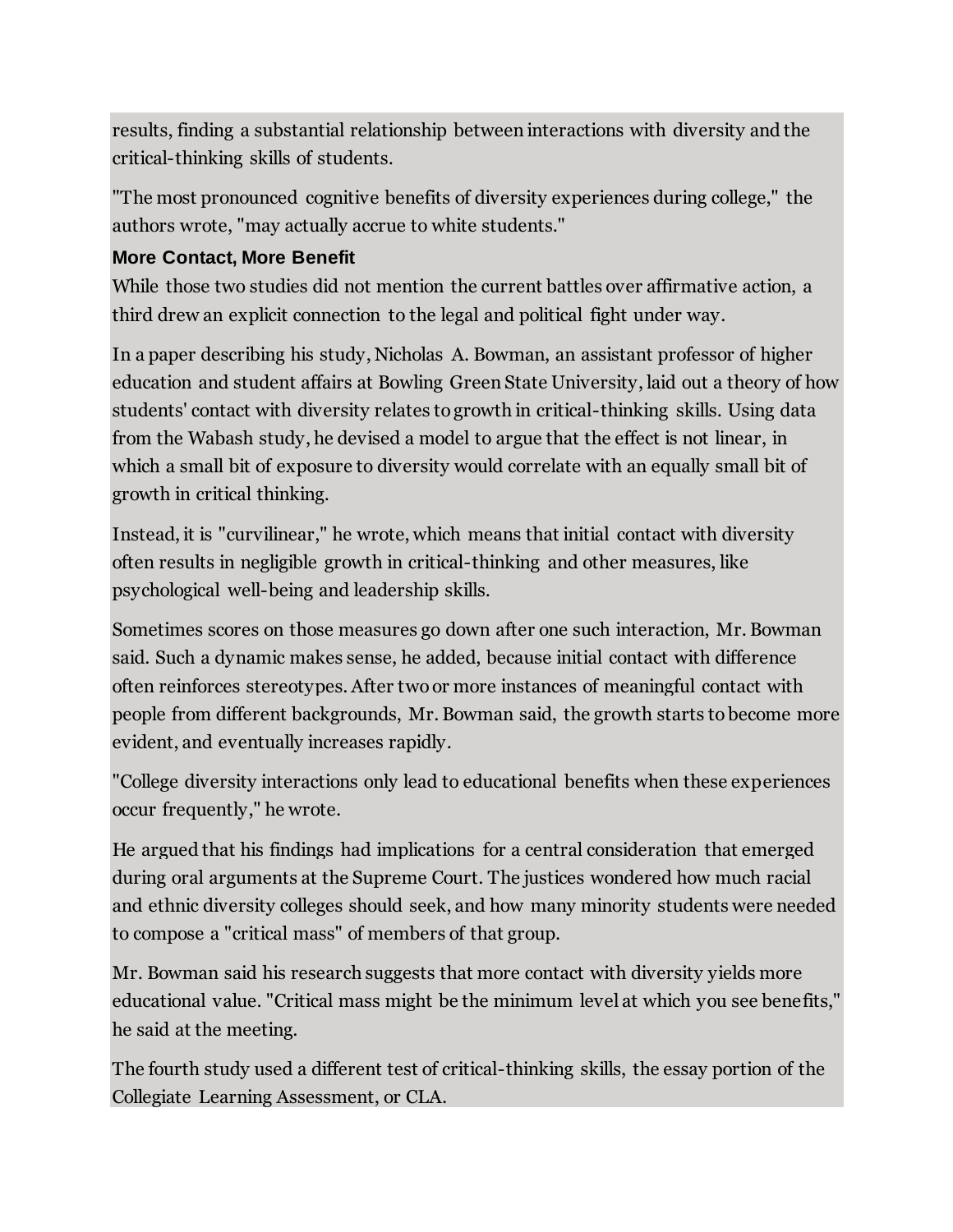results, finding a substantial relationship between interactions with diversity and the critical-thinking skills of students.

"The most pronounced cognitive benefits of diversity experiences during college," the authors wrote, "may actually accrue to white students."

### More Contact, More Benefit

While those two studies did not mention the current battles over affirmative action, a third drew an explicit connection to the legal and political fight under way.

In a paper describing his study, Nicholas A. Bowman, an assistant professor of higher education and student affairs at Bowling Green State University, laid out a theory of how students' contact with diversity relates to growth in critical-thinking skills. Using data from the Wabash study, he devised a model to argue that the effect is not linear, in which a small bit of exposure to diversity would correlate with an equally small bit of growth in critical thinking.

Instead, it is "curvilinear," he wrote, which means that initial contact with diversity often results in negligible growth in critical-thinking and other measures, like psychological well-being and leadership skills.

Sometimes scores on those measures go down after one such interaction, Mr. Bowman said. Such a dynamic makes sense, he added, because initial contact with difference often reinforces stereotypes. After two or more instances of meaningful contact with people from different backgrounds, Mr. Bowman said, the growth starts to become more evident, and eventually increases rapidly.

"College diversity interactions only lead to educational benefits when these experiences occur frequently," he wrote.

He argued that his findings had implications for a central consideration that emerged during oral arguments at the Supreme Court. The justices wondered how much racial and ethnic diversity colleges should seek, and how many minority students were needed to compose a "critical mass" of members of that group.

Mr. Bowman said his research suggests that more contact with diversity yields more educational value. "Critical mass might be the minimum level at which you see benefits," he said at the meeting.

The fourth study used a different test of critical-thinking skills, the essay portion of the Collegiate Learning Assessment, or CLA.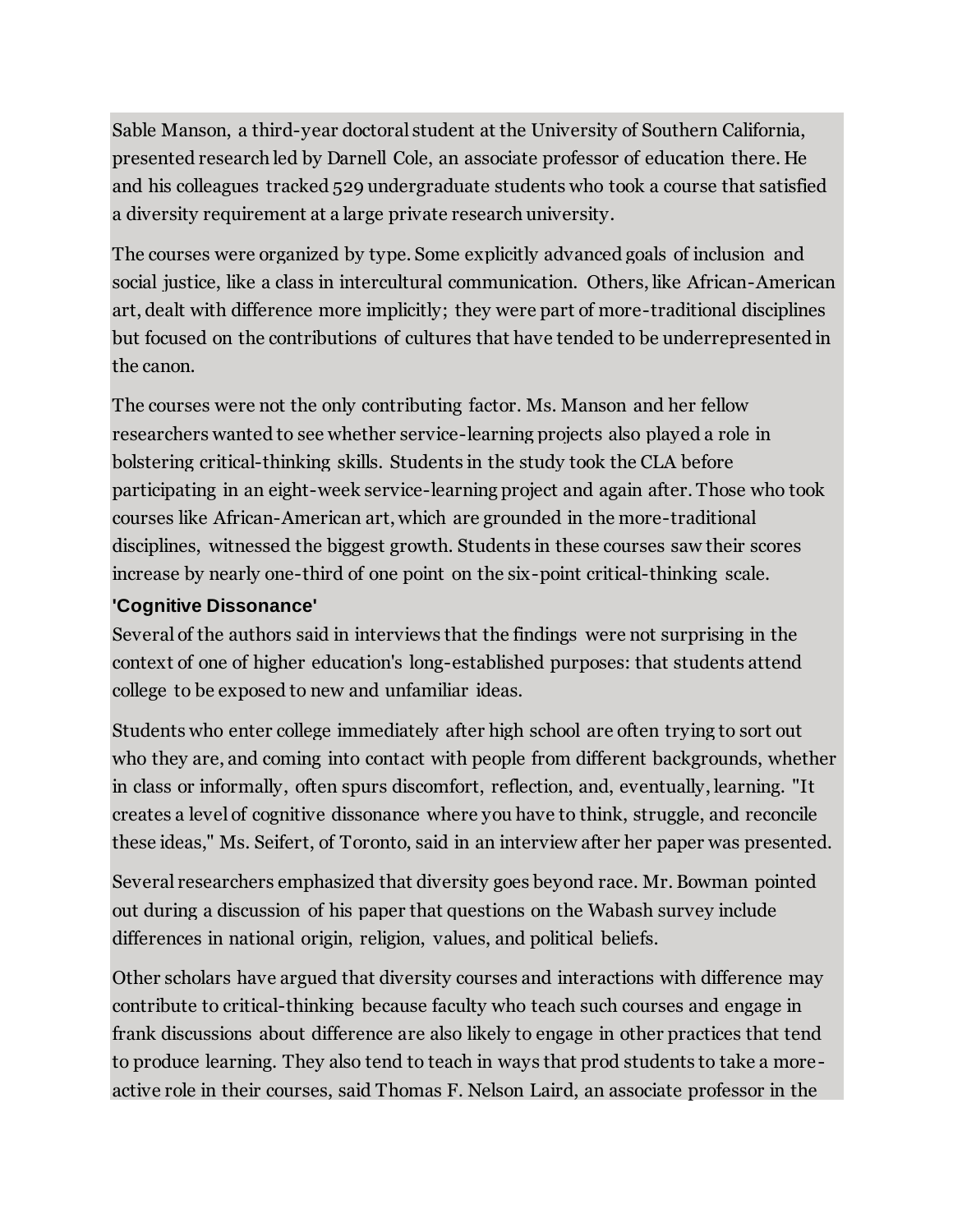Sable Manson, a third-year doctoral student at the University of Southern California, presented research led by Darnell Cole, an associate professor of education there. He and his colleagues tracked 529 undergraduate students who took a course that satisfied a diversity requirement at a large private research university.

The courses were organized by type. Some explicitly advanced goals of inclusion and social justice, like a class in intercultural communication. Others, like African-American art, dealt with difference more implicitly; they were part of more-traditional disciplines but focused on the contributions of cultures that have tended to be underrepresented in the canon.

The courses were not the only contributing factor. Ms. Manson and her fellow researchers wanted to see whether service-learning projects also played a role in bolstering critical-thinking skills. Students in the study took the CLA before participating in an eight-week service-learning project and again after. Those who took courses like African-American art, which are grounded in the more-traditional disciplines, witnessed the biggest growth. Students in these courses saw their scores increase by nearly one-third of one point on the six-point critical-thinking scale.

## 'Cognitive Dissonance'

Several of the authors said in interviews that the findings were not surprising in the context of one of higher education's long-established purposes: that students attend college to be exposed to new and unfamiliar ideas.

Students who enter college immediately after high school are often trying to sort out who they are, and coming into contact with people from different backgrounds, whether in class or informally, often spurs discomfort, reflection, and, eventually, learning. "It creates a level of cognitive dissonance where you have to think, struggle, and reconcile these ideas," Ms. Seifert, of Toronto, said in an interview after her paper was presented.

Several researchers emphasized that diversity goes beyond race. Mr. Bowman pointed out during a discussion of his paper that questions on the Wabash survey include differences in national origin, religion, values, and political beliefs.

Other scholars have argued that diversity courses and interactions with difference may contribute to critical-thinking because faculty who teach such courses and engage in frank discussions about difference are also likely to engage in other practices that tend to produce learning. They also tend to teach in ways that prod students to take a more-active role in their courses, said Thomas F. Nelson Laird, an associate professor in the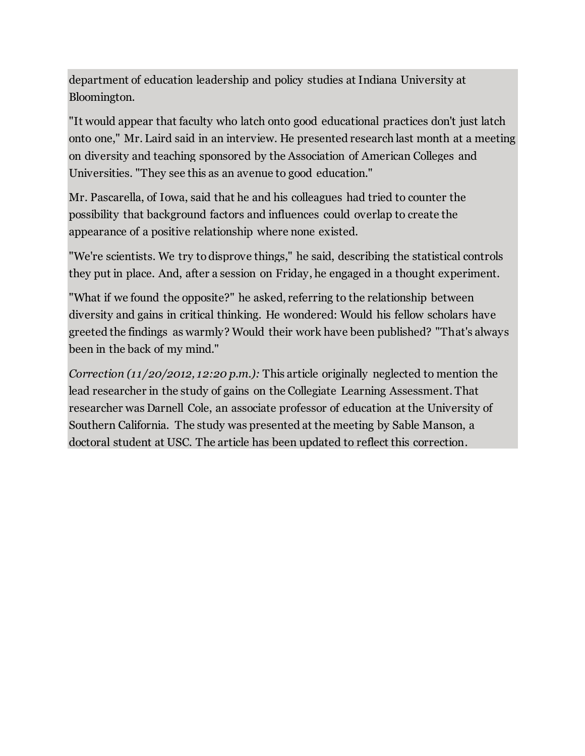department of education leadership and policy studies at Indiana University at Bloomington.

"It would appear that faculty who latch onto good educational practices don't just latch onto one," Mr. Laird said in an interview. He presented research last month at a meeting on diversity and teaching sponsored by the Association of American Colleges and Universities. "They see this as an avenue to good education."

Mr. Pascarella, of Iowa, said that he and his colleagues had tried to counter the possibility that background factors and influences could overlap to create the appearance of a positive relationship where none existed.

"We're scientists. We try to disprove things," he said, describing the statistical controls they put in place. And, after a session on Friday, he engaged in a thought experiment.

"What if we found the opposite?" he asked, referring to the relationship between diversity and gains in critical thinking. He wondered: Would his fellow scholars have greeted the findings as warmly? Would their work have been published? "That's always been in the back of my mind."

*Correction (11/20/2012, 12:20 p.m.):* This article originally neglected to mention the lead researcher in the study of gains on the Collegiate Learning Assessment. That researcher was Darnell Cole, an associate professor of education at the University of Southern California. The study was presented at the meeting by Sable Manson, a doctoral student at USC. The article has been updated to reflect this correction.